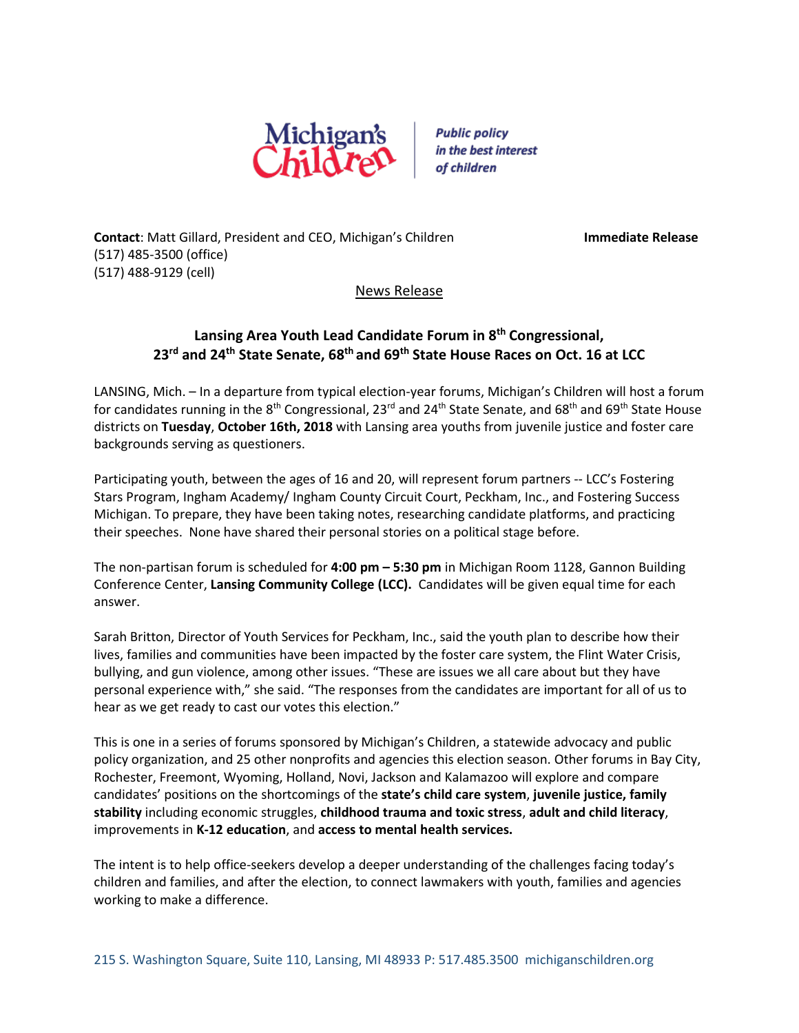Michigan's Children | *Public policy in the best interest of children*

**Contact**: Matt Gillard, President and CEO, Michigan's Children **Immediate Release**
(517) 485-3500 (office)
(517) 488-9129 (cell)

News Release

### Lansing Area Youth Lead Candidate Forum in 8th Congressional, 23rd and 24th State Senate, 68th and 69th State House Races on Oct. 16 at LCC

LANSING, Mich. – In a departure from typical election-year forums, Michigan's Children will host a forum for candidates running in the 8th Congressional, 23rd and 24th State Senate, and 68th and 69th State House districts on **Tuesday**, **October 16th, 2018** with Lansing area youths from juvenile justice and foster care backgrounds serving as questioners.

Participating youth, between the ages of 16 and 20, will represent forum partners -- LCC's Fostering Stars Program, Ingham Academy/ Ingham County Circuit Court, Peckham, Inc., and Fostering Success Michigan. To prepare, they have been taking notes, researching candidate platforms, and practicing their speeches. None have shared their personal stories on a political stage before.

The non-partisan forum is scheduled for **4:00 pm – 5:30 pm** in Michigan Room 1128, Gannon Building Conference Center, **Lansing Community College (LCC).** Candidates will be given equal time for each answer.

Sarah Britton, Director of Youth Services for Peckham, Inc., said the youth plan to describe how their lives, families and communities have been impacted by the foster care system, the Flint Water Crisis, bullying, and gun violence, among other issues. "These are issues we all care about but they have personal experience with," she said. "The responses from the candidates are important for all of us to hear as we get ready to cast our votes this election."

This is one in a series of forums sponsored by Michigan's Children, a statewide advocacy and public policy organization, and 25 other nonprofits and agencies this election season. Other forums in Bay City, Rochester, Freemont, Wyoming, Holland, Novi, Jackson and Kalamazoo will explore and compare candidates' positions on the shortcomings of the **state's child care system**, **juvenile justice, family stability** including economic struggles, **childhood trauma and toxic stress**, **adult and child literacy**, improvements in **K-12 education**, and **access to mental health services.**

The intent is to help office-seekers develop a deeper understanding of the challenges facing today's children and families, and after the election, to connect lawmakers with youth, families and agencies working to make a difference.

215 S. Washington Square, Suite 110, Lansing, MI 48933 P: 517.485.3500 michiganschildren.org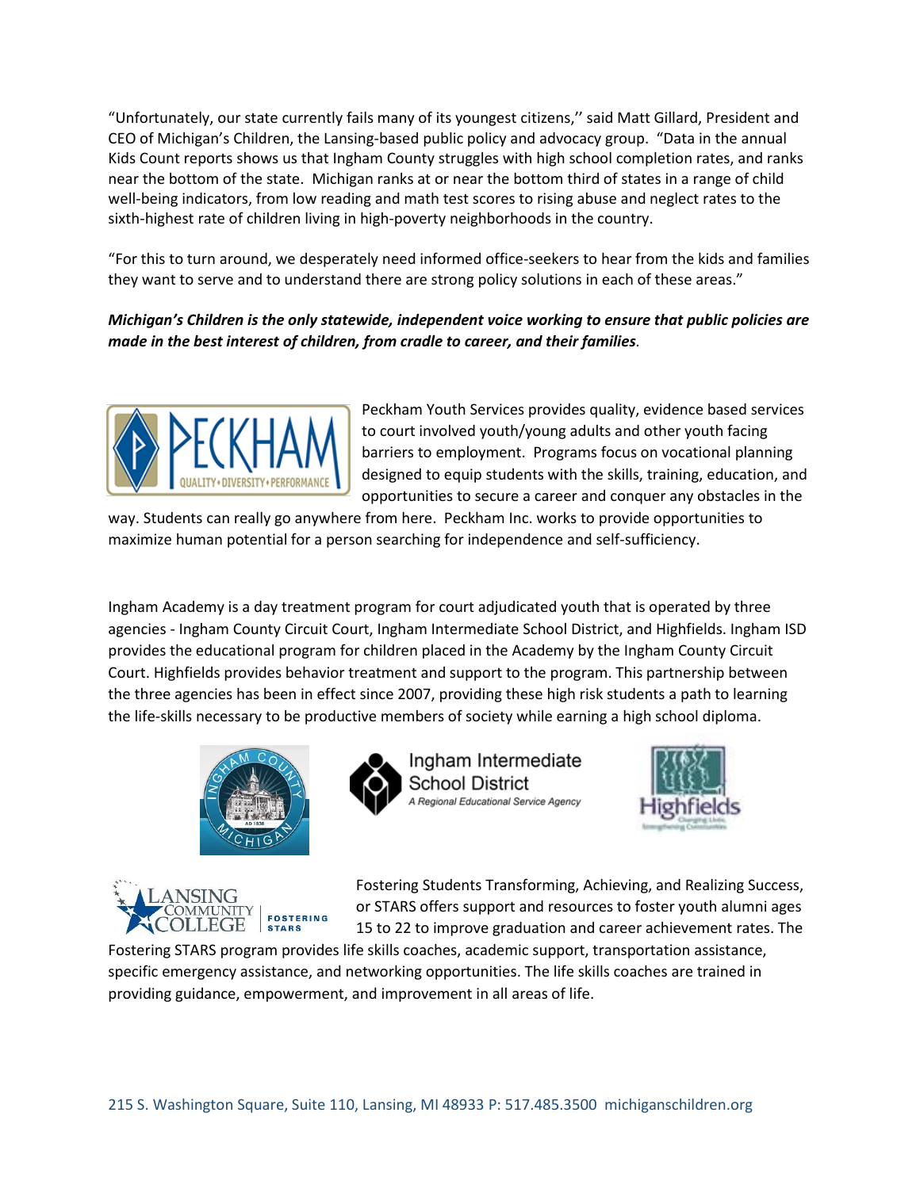"Unfortunately, our state currently fails many of its youngest citizens,'' said Matt Gillard, President and CEO of Michigan's Children, the Lansing-based public policy and advocacy group. "Data in the annual Kids Count reports shows us that Ingham County struggles with high school completion rates, and ranks near the bottom of the state. Michigan ranks at or near the bottom third of states in a range of child well-being indicators, from low reading and math test scores to rising abuse and neglect rates to the sixth-highest rate of children living in high-poverty neighborhoods in the country.

"For this to turn around, we desperately need informed office-seekers to hear from the kids and families they want to serve and to understand there are strong policy solutions in each of these areas."

***Michigan's Children is the only statewide, independent voice working to ensure that public policies are made in the best interest of children, from cradle to career, and their families***.

Peckham Youth Services provides quality, evidence based services to court involved youth/young adults and other youth facing barriers to employment. Programs focus on vocational planning designed to equip students with the skills, training, education, and opportunities to secure a career and conquer any obstacles in the way. Students can really go anywhere from here. Peckham Inc. works to provide opportunities to maximize human potential for a person searching for independence and self-sufficiency.

Ingham Academy is a day treatment program for court adjudicated youth that is operated by three agencies - Ingham County Circuit Court, Ingham Intermediate School District, and Highfields. Ingham ISD provides the educational program for children placed in the Academy by the Ingham County Circuit Court. Highfields provides behavior treatment and support to the program. This partnership between the three agencies has been in effect since 2007, providing these high risk students a path to learning the life-skills necessary to be productive members of society while earning a high school diploma.

Fostering Students Transforming, Achieving, and Realizing Success, or STARS offers support and resources to foster youth alumni ages 15 to 22 to improve graduation and career achievement rates. The Fostering STARS program provides life skills coaches, academic support, transportation assistance, specific emergency assistance, and networking opportunities. The life skills coaches are trained in providing guidance, empowerment, and improvement in all areas of life.

215 S. Washington Square, Suite 110, Lansing, MI 48933 P: 517.485.3500 michiganchildren.org